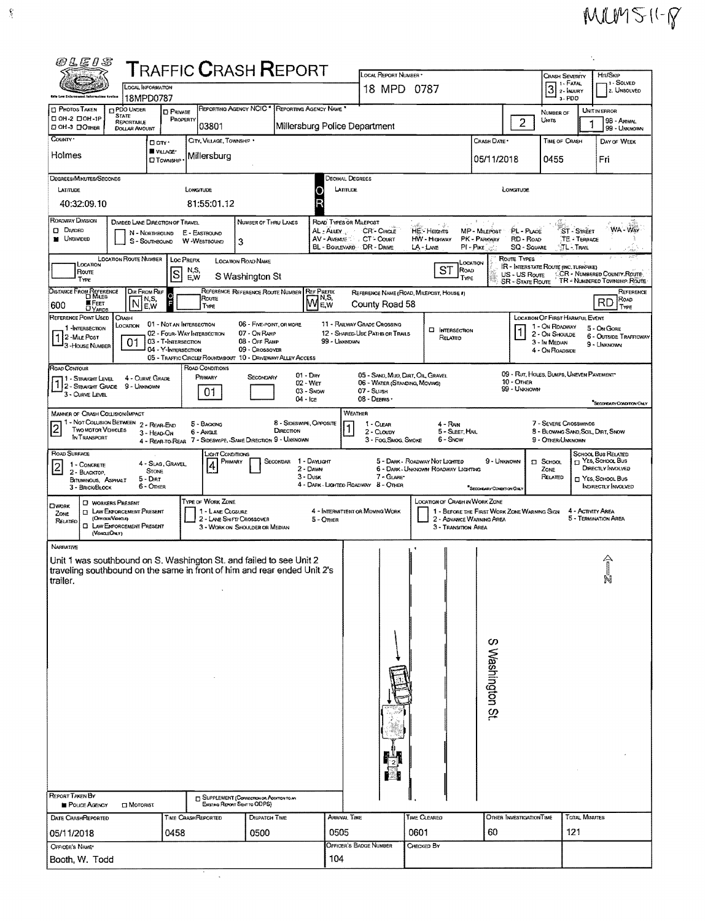MUMS11-8

# TRAFFIC CRASH REPORT

OLEIS

| Field | Value |
|---|---|
| Local Information | 18MPD0787 |
| Local Report Number | 18 MPD 0787 |
| Crash Severity | 3 (1 - Fatal, 2 - Injury, 3 - PDO) |
| Hit/Skip | (1 - Solved, 2. Unsolved) |
| Photos Taken | ☐ OH-2 ☐ OH-1P ☐ OH-3 ☐ Other |
| PDO Under State Reportable Dollar Amount | ☐ |
| Private Property | ☐ |
| Reporting Agency NCIC | 03801 |
| Reporting Agency Name | Millersburg Police Department |
| Number of Units | 2 |
| Unit in Error | 1 (98 - Animal, 99 - Unknown) |
| County | Holmes |
| City, Village, Township | ■ Village: Millersburg |
| Crash Date | 05/11/2018 |
| Time of Crash | 0455 |
| Day of Week | Fri |

**Degrees/Minutes/Seconds**

| Latitude | Longitude |
|---|---|
| 40:32:09.10 | 81:55:01.12 |

**Decimal Degrees** — Latitude: | Longitude:

| Field | Value |
|---|---|
| Roadway Division | ■ Undivided |
| Divided Lane Direction of Travel | N - Northbound, E - Eastbound, S - Southbound, W - Westbound |
| Number of Thru Lanes | 3 |
| Road Types or Milepost | AL - Alley, AV - Avenue, BL - Boulevard, CR - Circle, CT - Court, DR - Drive, HE - Heights, HW - Highway, LA - Lane, MP - Milepost, PK - Parkway, PI - Pike, PL - Place, RD - Road, SQ - Square, ST - Street, TE - Terrace, TL - Trail, WA - Way |
| Location Route Number | |
| Loc Prefix | S |
| Location Road Name | S Washington St |
| Location Road Type | ST |
| Route Types | IR - Interstate Route (inc. Turnpike), US - US Route, SR - State Route, CR - Numbered County Route, TR - Numbered Township Route |
| Distance From Reference | 600 ■ Feet |
| Dir From Ref | N |
| Reference Route Type | |
| Reference Route Number | |
| Ref Prefix | W |
| Reference Name (Road, Milepost, House #) | County Road 58 |
| Reference Road Type | RD |
| Reference Point Used | 1 (1 - Intersection, 2 - Mile Post, 3 - House Number) |
| Crash Location | 01 |
| Intersection Related | ☐ |
| Location of First Harmful Event | 1 |
| Road Contour | 1 |
| Road Conditions Primary | 01 |
| Road Conditions Secondary | |
| Manner of Crash Collision/Impact | 2 |
| Weather | 1 |
| Road Surface | 2 |
| Light Conditions Primary | 4 |
| Light Conditions Secondary | |
| School Zone Related | ☐ |

Crash Location codes: 01 - Not an Intersection, 02 - Four-Way Intersection, 03 - T-Intersection, 04 - Y-Intersection, 05 - Traffic Circle/Roundabout, 06 - Five-Point, or More, 07 - On Ramp, 08 - Off Ramp, 09 - Crossover, 10 - Driveway/Alley Access, 11 - Railway Grade Crossing, 12 - Shared-Use Paths or Trails, 99 - Unknown

Location of First Harmful Event: 1 - On Roadway, 2 - On Shoulde, 3 - In Median, 4 - On Roadside, 5 - On Gore, 6 - Outside Trafficway, 9 - Unknown

Road Contour: 1 - Straight Level, 2 - Straight Grade, 3 - Curve Level, 4 - Curve Grade, 9 - Unknown

Road Conditions: 01 - Dry, 02 - Wet, 03 - Snow, 04 - Ice, 05 - Sand, Mud, Dirt, Oil, Gravel, 06 - Water (Standing, Moving), 07 - Slush, 08 - Debris, 09 - Rut, Holes, Bumps, Uneven Pavement, 10 - Other, 99 - Unknown

Manner of Crash Collision/Impact: 1 - Not Collision Between Two Motor Vehicles in Transport, 2 - Rear-End, 3 - Head-On, 4 - Rear-to-Rear, 5 - Backing, 6 - Angle, 7 - Sideswipe, Same Direction, 8 - Sideswipe, Opposite Direction, 9 - Unknown

Weather: 1 - Clear, 2 - Cloudy, 3 - Fog, Smog, Smoke, 4 - Rain, 5 - Sleet, Hail, 6 - Snow, 7 - Severe Crosswinds, 8 - Blowing Sand, Soil, Dirt, Snow, 9 - Other/Unknown

Road Surface: 1 - Concrete, 2 - Blacktop, Bituminous, Asphalt, 3 - Brick/Block, 4 - Slag, Gravel, Stone, 5 - Dirt, 6 - Other

Light Conditions: 1 - Daylight, 2 - Dawn, 3 - Dusk, 4 - Dark - Lighted Roadway, 5 - Dark - Roadway Not Lighted, 6 - Dark - Unknown Roadway Lighting, 7 - Glare, 8 - Other, 9 - Unknown

Work Zone Related: ☐ Workers Present, ☐ Law Enforcement Present (Officer/Vehicle), ☐ Law Enforcement Present (Vehicle Only)

Type of Work Zone: 1 - Lane Closure, 2 - Lane Shift/Crossover, 3 - Work on Shoulder or Median, 4 - Intermittent or Moving Work, 5 - Other

Location of Crash in Work Zone: 1 - Before the First Work Zone Warning Sign, 2 - Advance Warning Area, 3 - Transition Area, 4 - Activity Area, 5 - Termination Area

## Narrative

Unit 1 was southbound on S. Washington St. and failed to see Unit 2 traveling southbound on the same in front of him and rear ended Unit 2's trailer.

S Washington St.

N

| Report Taken By | Supplement |
|---|---|
| ■ Police Agency ☐ Motorist | ☐ Supplement (Correction or Addition to an Existing Report Sent to ODPS) |

| Date Crash Reported | Time Crash Reported | Dispatch Time | Arrival Time | Time Cleared | Other Investigation Time | Total Minutes |
|---|---|---|---|---|---|---|
| 05/11/2018 | 0458 | 0500 | 0505 | 0601 | 60 | 121 |

| Officer's Name | Officer's Badge Number | Checked By |
|---|---|---|
| Booth, W. Todd | 104 | |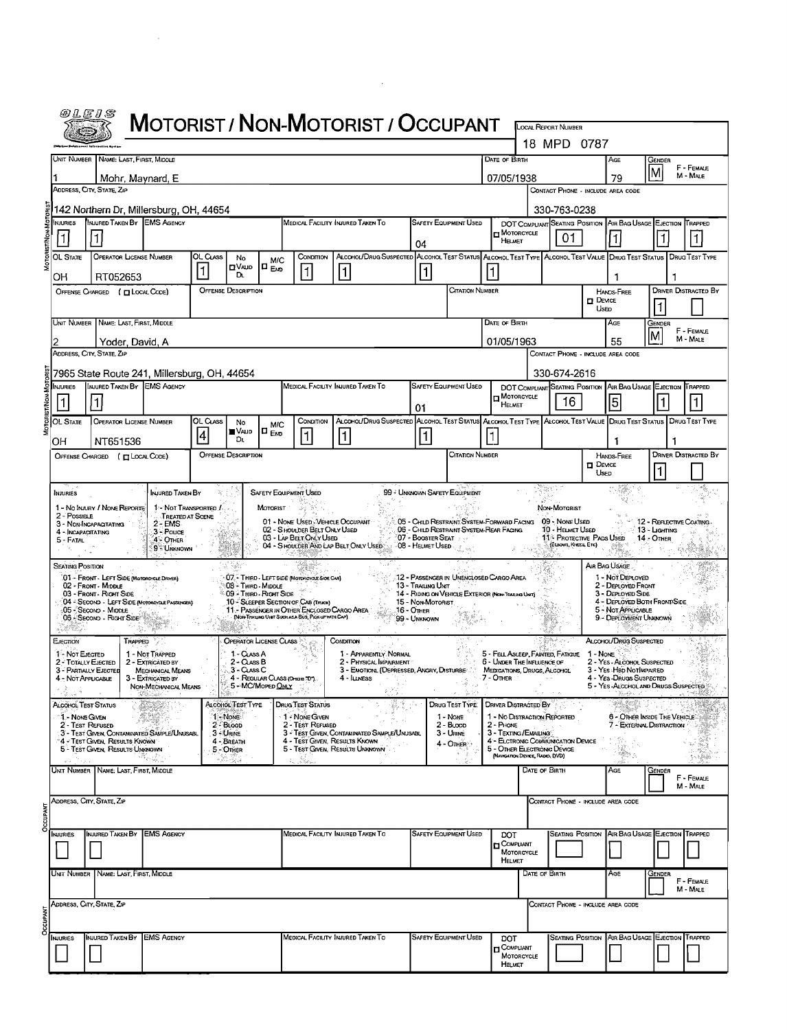# MOTORIST / NON-MOTORIST / OCCUPANT

**Local Report Number:** 18 MPD 0787

## Motorist/Non-Motorist

| Unit Number | Name: Last, First, Middle | Date of Birth | Age | Gender (F - Female, M - Male) |
|---|---|---|---|---|
| 1 | Mohr, Maynard, E | 07/05/1938 | 79 | M |

| Address, City, State, Zip | Contact Phone - Include Area Code |
|---|---|
| 142 Northern Dr, Millersburg, OH, 44654 | 330-763-0238 |

| Injuries | Injured Taken By | EMS Agency | Medical Facility Injured Taken To | Safety Equipment Used | DOT Compliant Motorcycle Helmet | Seating Position | Air Bag Usage | Ejection | Trapped |
|---|---|---|---|---|---|---|---|---|---|
| 1 | 1 | | | 04 | | 01 | 1 | 1 | 1 |

| OL State | Operator License Number | OL Class | No Valid DL | M/C End | Condition | Alcohol/Drug Suspected | Alcohol Test Status | Alcohol Test Type | Alcohol Test Value | Drug Test Status | Drug Test Type |
|---|---|---|---|---|---|---|---|---|---|---|---|
| OH | RT052653 | 1 | | | 1 | 1 | 1 | 1 | | 1 | 1 |

| Offense Charged (Local Code) | Offense Description | Citation Number | Hands-Free Device Used | Driver Distracted By |
|---|---|---|---|---|
| | | | | 1 |

| Unit Number | Name: Last, First, Middle | Date of Birth | Age | Gender (F - Female, M - Male) |
|---|---|---|---|---|
| 2 | Yoder, David, A | 01/05/1963 | 55 | M |

| Address, City, State, Zip | Contact Phone - Include Area Code |
|---|---|
| 7965 State Route 241, Millersburg, OH, 44654 | 330-674-2616 |

| Injuries | Injured Taken By | EMS Agency | Medical Facility Injured Taken To | Safety Equipment Used | DOT Compliant Motorcycle Helmet | Seating Position | Air Bag Usage | Ejection | Trapped |
|---|---|---|---|---|---|---|---|---|---|
| 1 | 1 | | | 01 | | 16 | 5 | 1 | 1 |

| OL State | Operator License Number | OL Class | No Valid DL | M/C End | Condition | Alcohol/Drug Suspected | Alcohol Test Status | Alcohol Test Type | Alcohol Test Value | Drug Test Status | Drug Test Type |
|---|---|---|---|---|---|---|---|---|---|---|---|
| OH | NT651536 | 4 | ■ | | 1 | 1 | 1 | 1 | | 1 | 1 |

| Offense Charged (Local Code) | Offense Description | Citation Number | Hands-Free Device Used | Driver Distracted By |
|---|---|---|---|---|
| | | | | 1 |

## Codes

**Injuries:** 1 - No Injury / None Reported; 2 - Possible; 3 - Non-Incapacitating; 4 - Incapacitating; 5 - Fatal

**Injured Taken By:** 1 - Not Transported / Treated at Scene; 2 - EMS; 3 - Police; 4 - Other; 9 - Unknown

**Safety Equipment Used:** 99 - Unknown Safety Equipment
- Motorist: 01 - None Used - Vehicle Occupant; 02 - Shoulder Belt Only Used; 03 - Lap Belt Only Used; 04 - Shoulder and Lap Belt Only Used; 05 - Child Restraint System-Forward Facing; 06 - Child Restraint System-Rear Facing; 07 - Booster Seat; 08 - Helmet Used
- Non-Motorist: 09 - None Used; 10 - Helmet Used; 11 - Protective Pads Used (Elbows, Knees, Etc); 12 - Reflective Coating; 13 - Lighting; 14 - Other

**Seating Position:** 01 - Front - Left Side (Motorcycle Driver); 02 - Front - Middle; 03 - Front - Right Side; 04 - Second - Left Side (Motorcycle Passenger); 05 - Second - Middle; 06 - Second - Right Side; 07 - Third - Left Side (Motorcycle Side Car); 08 - Third - Middle; 09 - Third - Right Side; 10 - Sleeper Section of Cab (Truck); 11 - Passenger in Other Enclosed Cargo Area (Non-Trailing Unit Such as a Bus, Pick-up with Cap); 12 - Passenger in Unenclosed Cargo Area; 13 - Trailing Unit; 14 - Riding on Vehicle Exterior (Non-Trailing Unit); 15 - Non-Motorist; 16 - Other; 99 - Unknown

**Air Bag Usage:** 1 - Not Deployed; 2 - Deployed Front; 3 - Deployed Side; 4 - Deployed Both Front/Side; 5 - Not Applicable; 9 - Deployment Unknown

**Ejection:** 1 - Not Ejected; 2 - Totally Ejected; 3 - Partially Ejected; 4 - Not Applicable

**Trapped:** 1 - Not Trapped; 2 - Extricated by Mechanical Means; 3 - Extricated by Non-Mechanical Means

**Operator License Class:** 1 - Class A; 2 - Class B; 3 - Class C; 4 - Regular Class (Ohio is "D"); 5 - MC/Moped Only

**Condition:** 1 - Apparently Normal; 2 - Physical Impairment; 3 - Emotional (Depressed, Angry, Disturbed); 4 - Illness; 5 - Fell Asleep, Fainted, Fatigue; 6 - Under the Influence of Medications, Drugs, Alcohol; 7 - Other

**Alcohol/Drug Suspected:** 1 - None; 2 - Yes - Alcohol Suspected; 3 - Yes HBD Not Impaired; 4 - Yes - Drugs Suspected; 5 - Yes - Alcohol and Drugs Suspected

**Alcohol Test Status:** 1 - None Given; 2 - Test Refused; 3 - Test Given, Contaminated Sample/Unusable; 4 - Test Given, Results Known; 5 - Test Given, Results Unknown

**Alcohol Test Type:** 1 - None; 2 - Blood; 3 - Urine; 4 - Breath; 5 - Other

**Drug Test Status:** 1 - None Given; 2 - Test Refused; 3 - Test Given, Contaminated Sample/Unusable; 4 - Test Given, Results Known; 5 - Test Given, Results Unknown

**Drug Test Type:** 1 - None; 2 - Blood; 3 - Urine; 4 - Other

**Driver Distracted By:** 1 - No Distraction Reported; 2 - Phone; 3 - Texting/Emailing; 4 - Electronic Communication Device; 5 - Other Electronic Device (Navigation Device, Radio, DVD); 6 - Other Inside the Vehicle; 7 - External Distraction

## Occupant

| Unit Number | Name: Last, First, Middle | Date of Birth | Age | Gender (F - Female, M - Male) |
|---|---|---|---|---|
| | | | | |

| Address, City, State, Zip | Contact Phone - Include Area Code |
|---|---|
| | |

| Injuries | Injured Taken By | EMS Agency | Medical Facility Injured Taken To | Safety Equipment Used | DOT Compliant Motorcycle Helmet | Seating Position | Air Bag Usage | Ejection | Trapped |
|---|---|---|---|---|---|---|---|---|---|
| | | | | | | | | | |

## Occupant

| Unit Number | Name: Last, First, Middle | Date of Birth | Age | Gender (F - Female, M - Male) |
|---|---|---|---|---|
| | | | | |

| Address, City, State, Zip | Contact Phone - Include Area Code |
|---|---|
| | |

| Injuries | Injured Taken By | EMS Agency | Medical Facility Injured Taken To | Safety Equipment Used | DOT Compliant Motorcycle Helmet | Seating Position | Air Bag Usage | Ejection | Trapped |
|---|---|---|---|---|---|---|---|---|---|
| | | | | | | | | | |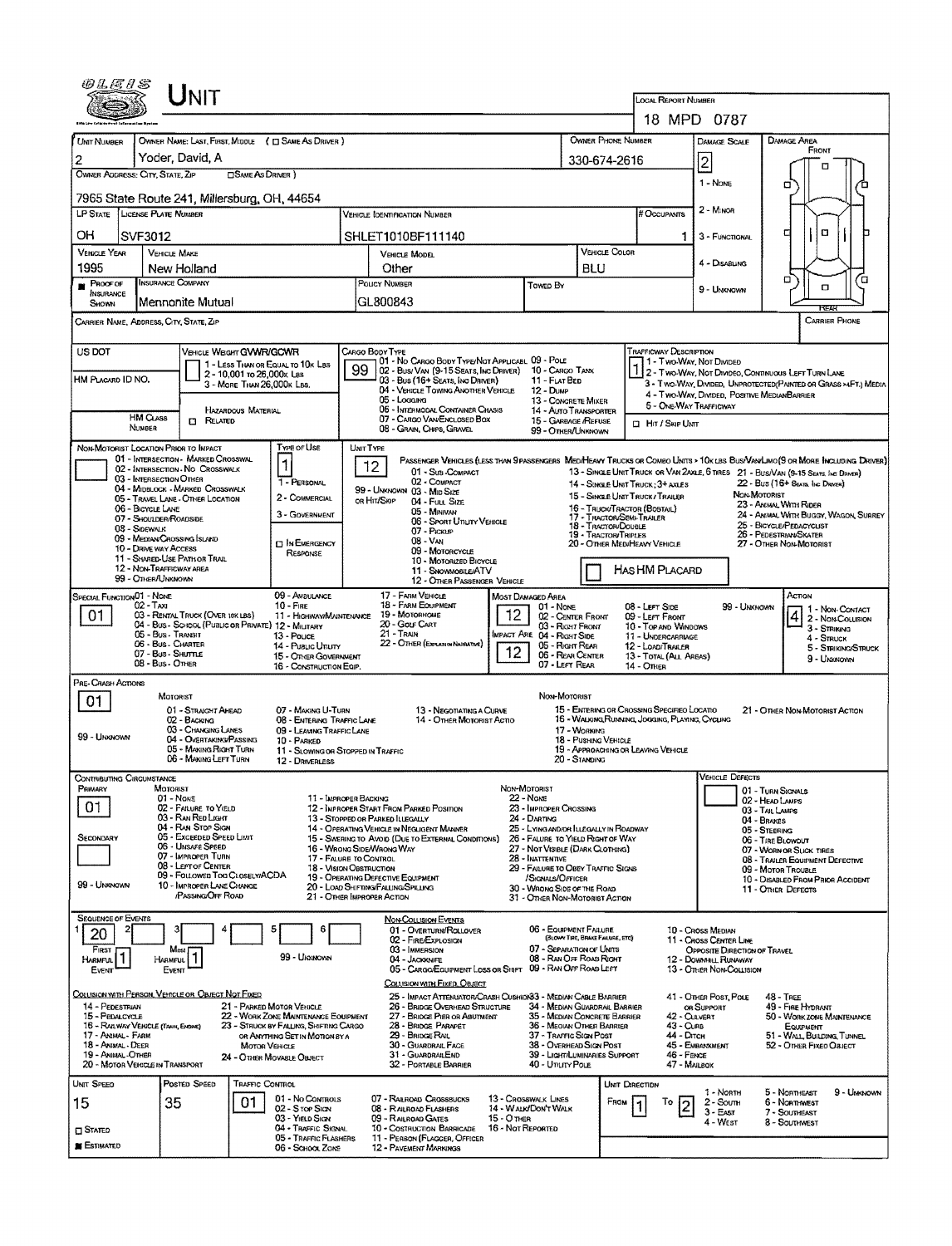# UNIT

**Local Report Number:** 18 MPD 0787

| Unit Number | Owner Name: Last, First, Middle (☐ Same As Driver) | Owner Phone Number | Damage Scale | Damage Area |
|---|---|---|---|---|
| 2 | Yoder, David, A | 330-674-2616 | 2 | Front |

**Owner Address: City, State, Zip** (☐ Same As Driver): 7965 State Route 241, Millersburg, OH, 44654

Damage Scale: 1 - None; 2 - Minor; 3 - Functional; 4 - Disabling; 9 - Unknown

| LP State | License Plate Number | Vehicle Identification Number | # Occupants |
|---|---|---|---|
| OH | SVF3012 | SHLET1010BF111140 | 1 |

| Vehicle Year | Vehicle Make | Vehicle Model | Vehicle Color |
|---|---|---|---|
| 1995 | New Holland | Other | BLU |

| Proof of Insurance Shown | Insurance Company | Policy Number | Towed By |
|---|---|---|---|
| ■ | Mennonite Mutual | GL800843 | |

**Carrier Name, Address, City, State, Zip:**

**Carrier Phone:**

**US DOT:**

**HM Placard ID No.:**

**HM Class Number:** ☐ Related — Hazardous Material

**Vehicle Weight GVWR/GCWR:** 1 - Less Than or Equal to 10k Lbs; 2 - 10,001 to 26,000k Lbs; 3 - More Than 26,000k Lbs.

**Cargo Body Type:** 99
01 - No Cargo Body Type/Not Applicabl; 02 - Bus/Van (9-15 Seats, Inc Driver); 03 - Bus (16+ Seats, Inc Driver); 04 - Vehicle Towing Another Vehicle; 05 - Logging; 06 - Intermodal Container Chasis; 07 - Cargo Van/Enclosed Box; 08 - Grain, Chips, Gravel; 09 - Pole; 10 - Cargo Tank; 11 - Flat Bed; 12 - Dump; 13 - Concrete Mixer; 14 - Auto Transporter; 15 - Garbage/Refuse; 99 - Other/Unknown

**Trafficway Description:** 1
1 - Two-Way, Not Divided; 2 - Two-Way, Not Divided, Continuous Left Turn Lane; 3 - Two-Way, Divided, Unprotected(Painted or Grass >4Ft.) Media; 4 - Two-Way, Divided, Positive Median Barrier; 5 - One-Way Trafficway

☐ Hit / Skip Unit

**Non-Motorist Location Prior to Impact:**
01 - Intersection - Marked Crosswalk; 02 - Intersection - No Crosswalk; 03 - Intersection Other; 04 - Midblock - Marked Crosswalk; 05 - Travel Lane - Other Location; 06 - Bicycle Lane; 07 - Shoulder/Roadside; 08 - Sidewalk; 09 - Median/Crossing Island; 10 - Drive Way Access; 11 - Shared-Use Path or Trail; 12 - Non-Trafficway Area; 99 - Other/Unknown

**Type of Use:** 1
1 - Personal; 2 - Commercial; 3 - Government; ☐ In Emergency Response

**Unit Type:** 12
Passenger Vehicles (less than 9 passengers): 01 - Sub-Compact; 02 - Compact; 99 - Unknown 03 - Mid Size; or Hit/Skip 04 - Full Size; 05 - Minivan; 06 - Sport Utility Vehicle; 07 - Pickup; 08 - Van; 09 - Motorcycle; 10 - Motorized Bicycle; 11 - Snowmobile/ATV; 12 - Other Passenger Vehicle
Med/Heavy Trucks or Combo Units > 10k lbs Bus/Van/Limo (9 or More Including Driver): 13 - Single Unit Truck or Van 2axle, 6 Tires; 14 - Single Unit Truck; 3+ Axles; 15 - Single Unit Truck / Trailer; 16 - Truck/Tractor (Bobtail); 17 - Tractor/Semi-Trailer; 18 - Tractor/Double; 19 - Tractor/Triples; 20 - Other Med/Heavy Vehicle; 21 - Bus/Van (9-15 Seats, Inc Driver); 22 - Bus (16+ Seats, Inc Driver)
Non-Motorist: 23 - Animal With Rider; 24 - Animal With Buggy, Wagon, Surrey; 25 - Bicycle/Pedacyclist; 26 - Pedestrian/Skater; 27 - Other Non-Motorist

☐ Has HM Placard

**Special Function:** 01
01 - None; 02 - Taxi; 03 - Rental Truck (Over 10k lbs); 04 - Bus - School (Public or Private); 05 - Bus - Transit; 06 - Bus - Charter; 07 - Bus - Shuttle; 08 - Bus - Other; 09 - Ambulance; 10 - Fire; 11 - Highway/Maintenance; 12 - Military; 13 - Police; 14 - Public Utility; 15 - Other Government; 16 - Construction Eqip.; 17 - Farm Vehicle; 18 - Farm Equipment; 19 - Motorhome; 20 - Golf Cart; 21 - Train; 22 - Other (Explain in Narrative)

**Most Damaged Area:** 12
**Impact Are:** 12
01 - None; 02 - Center Front; 03 - Right Front; 04 - Right Side; 05 - Right Rear; 06 - Rear Center; 07 - Left Rear; 08 - Left Side; 09 - Left Front; 10 - Top and Windows; 11 - Undercarriage; 12 - Load/Trailer; 13 - Total (All Areas); 14 - Other; 99 - Unknown

**Action:** 4
1 - Non-Contact; 2 - Non-Collision; 3 - Striking; 4 - Struck; 5 - Striking/Struck; 9 - Unknown

**Pre-Crash Actions:** 01
Motorist: 01 - Straight Ahead; 02 - Backing; 03 - Changing Lanes; 04 - Overtaking/Passing; 05 - Making Right Turn; 06 - Making Left Turn; 07 - Making U-Turn; 08 - Entering Traffic Lane; 09 - Leaving Traffic Lane; 10 - Parked; 11 - Slowing or Stopped in Traffic; 12 - Driverless; 13 - Negotiating a Curve; 14 - Other Motorist Actio; 99 - Unknown
Non-Motorist: 15 - Entering or Crossing Specified Locatio; 16 - Walking, Running, Jogging, Playing, Cycling; 17 - Working; 18 - Pushing Vehicle; 19 - Approaching or Leaving Vehicle; 20 - Standing; 21 - Other Non-Motorist Action

**Contributing Circumstance**
Primary: 01
Secondary:
Motorist: 01 - None; 02 - Failure to Yield; 03 - Ran Red Light; 04 - Ran Stop Sign; 05 - Exceeded Speed Limit; 06 - Unsafe Speed; 07 - Improper Turn; 08 - Left of Center; 09 - Followed Too Closely/ACDA; 10 - Improper Lane Change /Passing/Off Road; 11 - Improper Backing; 12 - Improper Start From Parked Position; 13 - Stopped or Parked Illegally; 14 - Operating Vehicle in Negligent Manner; 15 - Swering to Avoid (Due to External Conditions); 16 - Wrong Side/Wrong Way; 17 - Failure to Control; 18 - Vision Obstruction; 19 - Operating Defective Equipment; 20 - Load Shifting/Falling/Spilling; 21 - Other Improper Action; 99 - Unknown
Non-Motorist: 22 - None; 23 - Improper Crossing; 24 - Darting; 25 - Lying and/or Illegally in Roadway; 26 - Failure to Yield Right of Way; 27 - Not Visible (Dark Clothing); 28 - Inattentive; 29 - Failure to Obey Traffic Signs /Signals/Officer; 30 - Wrong Side of the Road; 31 - Other Non-Motorist Action

**Vehicle Defects:**
01 - Turn Signals; 02 - Head Lamps; 03 - Tail Lamps; 04 - Brakes; 05 - Steering; 06 - Tire Blowout; 07 - Worn or Slick Tires; 08 - Trailer Equipment Defective; 09 - Motor Trouble; 10 - Disabled From Prior Accident; 11 - Other Defects

**Sequence of Events:** 1: 20; 2: ; 3: ; 4: ; 5: ; 6:
First Harmful Event: 1; Most Harmful Event: 1; 99 - Unknown

Non-Collision Events: 01 - Overturn/Rollover; 02 - Fire/Explosion; 03 - Immersion; 04 - Jackknife; 05 - Cargo/Equipment Loss or Shift; 06 - Equipment Failure (Blown Tire, Brake Failure, etc); 07 - Separation of Units; 08 - Ran Off Road Right; 09 - Ran Off Road Left; 10 - Cross Median; 11 - Cross Center Line Opposite Direction of Travel; 12 - Downhill Runaway; 13 - Other Non-Collision

Collision with Person, Vehicle or Object Not Fixed: 14 - Pedestrian; 15 - Pedalcycle; 16 - Railway Vehicle (Train, Engine); 17 - Animal - Farm; 18 - Animal - Deer; 19 - Animal - Other; 20 - Motor Vehicle in Transport; 21 - Parked Motor Vehicle; 22 - Work Zone Maintenance Equipment; 23 - Struck by Falling, Shifting Cargo or Anything Set in Motion by a Motor Vehicle; 24 - Other Movable Object

Collision with Fixed Object: 25 - Impact Attenuator/Crash Cushion; 26 - Bridge Overhead Structure; 27 - Bridge Pier or Abutment; 28 - Bridge Parapet; 29 - Bridge Rail; 30 - Guardrail Face; 31 - Guardrail End; 32 - Portable Barrier; 33 - Median Cable Barrier; 34 - Median Guardrail Barrier; 35 - Median Concrete Barrier; 36 - Median Other Barrier; 37 - Traffic Sign Post; 38 - Overhead Sign Post; 39 - Light/Luminaries Support; 40 - Utility Pole; 41 - Other Post, Pole or Support; 42 - Culvert; 43 - Curb; 44 - Ditch; 45 - Embankment; 46 - Fence; 47 - Mailbox; 48 - Tree; 49 - Fire Hydrant; 50 - Work Zone Maintenance Equipment; 51 - Wall, Building, Tunnel; 52 - Other Fixed Object

| Unit Speed | Posted Speed | Traffic Control | Unit Direction |
|---|---|---|---|
| 15 | 35 | 01 | From 1 To 2 |

☐ Stated ■ Estimated

Traffic Control: 01 - No Controls; 02 - Stop Sign; 03 - Yield Sign; 04 - Traffic Signal; 05 - Traffic Flashers; 06 - School Zone; 07 - Railroad Crossbucks; 08 - Railroad Flashers; 09 - Railroad Gates; 10 - Costruction Barricade; 11 - Person (Flagger, Officer); 12 - Pavement Markings; 13 - Crosswalk Lines; 14 - Walk/Don't Walk; 15 - Other; 16 - Not Reported

Unit Direction: 1 - North; 2 - South; 3 - East; 4 - West; 5 - Northeast; 6 - Northwest; 7 - Southeast; 8 - Southwest; 9 - Unknown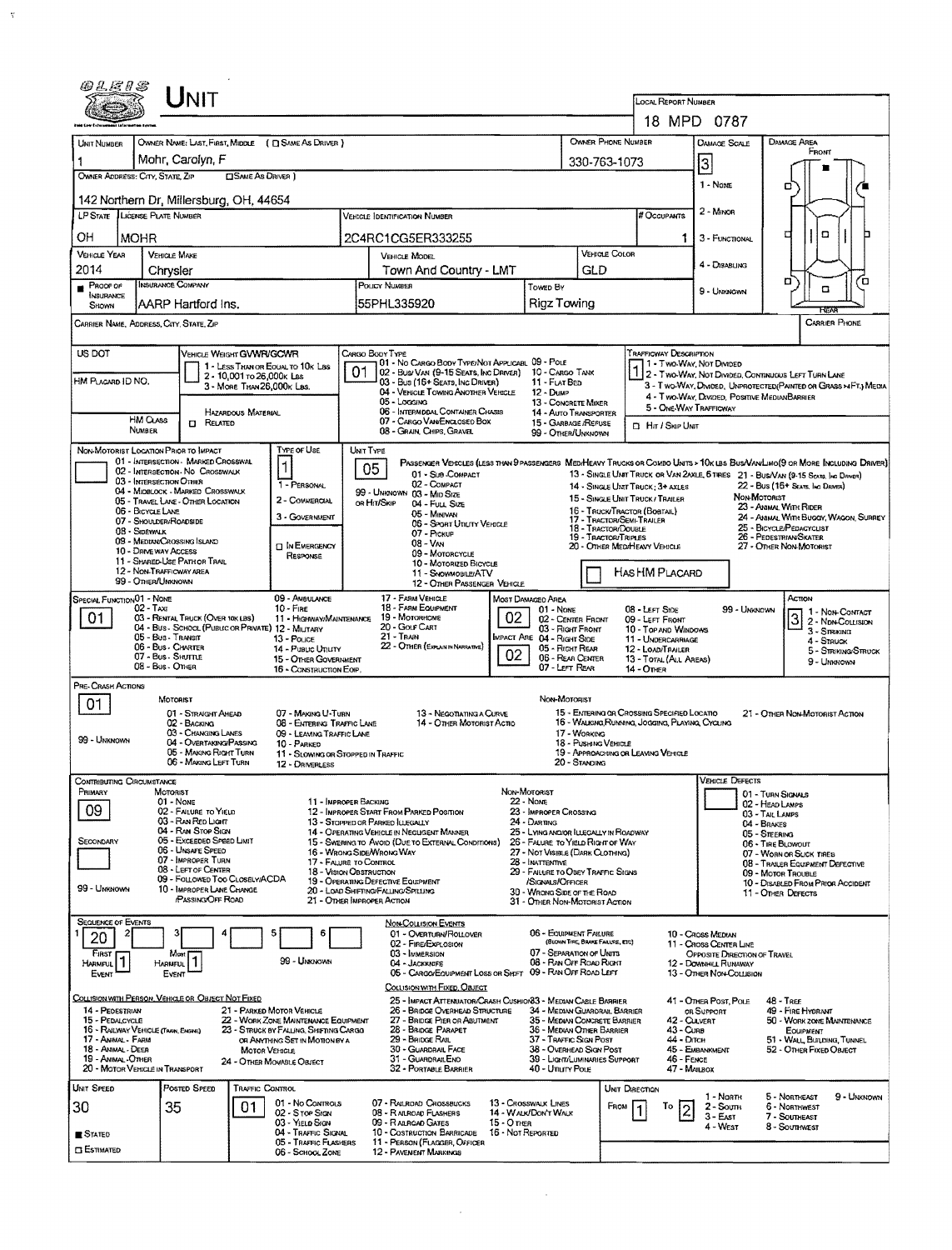# UNIT

LOCAL REPORT NUMBER: 18 MPD 0787

| UNIT NUMBER | OWNER NAME: LAST, FIRST, MIDDLE ( ☐ SAME AS DRIVER ) | OWNER PHONE NUMBER | DAMAGE SCALE | DAMAGE AREA |
|---|---|---|---|---|
| 1 | Mohr, Carolyn, F | 330-763-1073 | 3 | FRONT |

OWNER ADDRESS: CITY, STATE, ZIP ☐ SAME AS DRIVER )
142 Northern Dr, Millersburg, OH, 44654

DAMAGE SCALE: 1 - NONE; 2 - MINOR; 3 - FUNCTIONAL; 4 - DISABLING; 9 - UNKNOWN

| LP STATE | LICENSE PLATE NUMBER | VEHICLE IDENTIFICATION NUMBER | # OCCUPANTS |
|---|---|---|---|
| OH | MOHR | 2C4RC1CG5ER333255 | 1 |

| VEHICLE YEAR | VEHICLE MAKE | VEHICLE MODEL | VEHICLE COLOR |
|---|---|---|---|
| 2014 | Chrysler | Town And Country - LMT | GLD |

| ■ PROOF OF INSURANCE SHOWN | INSURANCE COMPANY | POLICY NUMBER | TOWED BY |
|---|---|---|---|
| | AARP Hartford Ins. | 55PHL335920 | Rigz Towing |

CARRIER NAME, ADDRESS, CITY, STATE, ZIP — CARRIER PHONE

US DOT

VEHICLE WEIGHT GVWR/GCWR: 1 - LESS THAN OR EQUAL TO 10K LBS; 2 - 10,001 TO 26,000K LBS; 3 - MORE THAN 26,000K LBS.

HM PLACARD ID NO.

HM CLASS NUMBER; HAZARDOUS MATERIAL ☐ RELATED

CARGO BODY TYPE: 01
01 - NO CARGO BODY TYPE/NOT APPLICABLE; 02 - BUS/VAN (9-15 SEATS, INC DRIVER); 03 - BUS (16+ SEATS, INC DRIVER); 04 - VEHICLE TOWING ANOTHER VEHICLE; 05 - LOGGING; 06 - INTERMODAL CONTAINER CHASSIS; 07 - CARGO VAN/ENCLOSED BOX; 08 - GRAIN, CHIPS, GRAVEL; 09 - POLE; 10 - CARGO TANK; 11 - FLAT BED; 12 - DUMP; 13 - CONCRETE MIXER; 14 - AUTO TRANSPORTER; 15 - GARBAGE /REFUSE; 99 - OTHER/UNKNOWN

TRAFFICWAY DESCRIPTION: 1
1 - TWO-WAY, NOT DIVIDED; 2 - TWO-WAY, NOT DIVIDED, CONTINUOUS LEFT TURN LANE; 3 - TWO-WAY, DIVIDED, UNPROTECTED (PAINTED OR GRASS >4FT.) MEDIA; 4 - TWO-WAY, DIVIDED, POSITIVE MEDIAN BARRIER; 5 - ONE-WAY TRAFFICWAY
☐ HIT / SKIP UNIT

NON-MOTORIST LOCATION PRIOR TO IMPACT: 01 - INTERSECTION - MARKED CROSSWAL; 02 - INTERSECTION - NO CROSSWALK; 03 - INTERSECTION OTHER; 04 - MIDBLOCK - MARKED CROSSWALK; 05 - TRAVEL LANE - OTHER LOCATION; 06 - BICYCLE LANE; 07 - SHOULDER/ROADSIDE; 08 - SIDEWALK; 09 - MEDIAN/CROSSING ISLAND; 10 - DRIVE WAY ACCESS; 11 - SHARED-USE PATH OR TRAIL; 12 - NON-TRAFFICWAY AREA; 99 - OTHER/UNKNOWN

TYPE OF USE: 1
1 - PERSONAL; 2 - COMMERCIAL; 3 - GOVERNMENT; ☐ IN EMERGENCY RESPONSE

UNIT TYPE: 05
PASSENGER VEHICLES (LESS THAN 9 PASSENGERS MED/HEAVY TRUCKS OR COMBO UNITS > 10K LBS BUS/VAN/LIMO(9 OR MORE INCLUDING DRIVER)
01 - SUB-COMPACT; 02 - COMPACT; 99 - UNKNOWN 03 - MID SIZE; OR HIT/SKIP 04 - FULL SIZE; 05 - MINIVAN; 06 - SPORT UTILITY VEHICLE; 07 - PICKUP; 08 - VAN; 09 - MOTORCYCLE; 10 - MOTORIZED BICYCLE; 11 - SNOWMOBILE/ATV; 12 - OTHER PASSENGER VEHICLE
13 - SINGLE UNIT TRUCK OR VAN 2AXLE, 6 TIRES; 14 - SINGLE UNIT TRUCK; 3+ AXLES; 15 - SINGLE UNIT TRUCK / TRAILER; 16 - TRUCK/TRACTOR (BOBTAIL); 17 - TRACTOR/SEMI-TRAILER; 18 - TRACTOR/DOUBLE; 19 - TRACTOR/TRIPLES; 20 - OTHER MED/HEAVY VEHICLE
21 - BUS/VAN (9-15 SEATS, INC DRIVER); 22 - BUS (16+ SEATS, INC DRIVER)
NON-MOTORIST: 23 - ANIMAL WITH RIDER; 24 - ANIMAL WITH BUGGY, WAGON, SURREY; 25 - BICYCLE/PEDACYCLIST; 26 - PEDESTRIAN/SKATER; 27 - OTHER NON-MOTORIST
☐ HAS HM PLACARD

SPECIAL FUNCTION: 01
01 - NONE; 02 - TAXI; 03 - RENTAL TRUCK (OVER 10K LBS); 04 - BUS - SCHOOL (PUBLIC OR PRIVATE); 05 - BUS - TRANSIT; 06 - BUS - CHARTER; 07 - BUS - SHUTTLE; 08 - BUS - OTHER; 09 - AMBULANCE; 10 - FIRE; 11 - HIGHWAY/MAINTENANCE; 12 - MILITARY; 13 - POLICE; 14 - PUBLIC UTILITY; 15 - OTHER GOVERNMENT; 16 - CONSTRUCTION EQIP.; 17 - FARM VEHICLE; 18 - FARM EQUIPMENT; 19 - MOTORHOME; 20 - GOLF CART; 21 - TRAIN; 22 - OTHER (EXPLAIN IN NARRATIVE)

MOST DAMAGED AREA: 02
IMPACT ARE: 02
01 - NONE; 02 - CENTER FRONT; 03 - RIGHT FRONT; 04 - RIGHT SIDE; 05 - RIGHT REAR; 06 - REAR CENTER; 07 - LEFT REAR; 08 - LEFT SIDE; 09 - LEFT FRONT; 10 - TOP AND WINDOWS; 11 - UNDERCARRIAGE; 12 - LOAD/TRAILER; 13 - TOTAL (ALL AREAS); 14 - OTHER; 99 - UNKNOWN

ACTION: 3
1 - NON-CONTACT; 2 - NON-COLLISION; 3 - STRIKING; 4 - STRUCK; 5 - STRIKING/STRUCK; 9 - UNKNOWN

PRE-CRASH ACTIONS: 01
MOTORIST: 01 - STRAIGHT AHEAD; 02 - BACKING; 03 - CHANGING LANES; 04 - OVERTAKING/PASSING; 05 - MAKING RIGHT TURN; 06 - MAKING LEFT TURN; 07 - MAKING U-TURN; 08 - ENTERING TRAFFIC LANE; 09 - LEAVING TRAFFIC LANE; 10 - PARKED; 11 - SLOWING OR STOPPED IN TRAFFIC; 12 - DRIVERLESS; 13 - NEGOTIATING A CURVE; 14 - OTHER MOTORIST ACTIO; 99 - UNKNOWN
NON-MOTORIST: 15 - ENTERING OR CROSSING SPECIFIED LOCATIO; 16 - WALKING, RUNNING, JOGGING, PLAYING, CYCLING; 17 - WORKING; 18 - PUSHING VEHICLE; 19 - APPROACHING OR LEAVING VEHICLE; 20 - STANDING; 21 - OTHER NON-MOTORIST ACTION

CONTRIBUTING CIRCUMSTANCE
PRIMARY: 09
SECONDARY:
MOTORIST: 01 - NONE; 02 - FAILURE TO YIELD; 03 - RAN RED LIGHT; 04 - RAN STOP SIGN; 05 - EXCEEDED SPEED LIMIT; 06 - UNSAFE SPEED; 07 - IMPROPER TURN; 08 - LEFT OF CENTER; 09 - FOLLOWED TOO CLOSELY/ACDA; 10 - IMPROPER LANE CHANGE /PASSING/OFF ROAD; 11 - IMPROPER BACKING; 12 - IMPROPER START FROM PARKED POSITION; 13 - STOPPED OR PARKED ILLEGALLY; 14 - OPERATING VEHICLE IN NEGLIGENT MANNER; 15 - SWERING TO AVOID (DUE TO EXTERNAL CONDITIONS); 16 - WRONG SIDE/WRONG WAY; 17 - FALURE TO CONTROL; 18 - VISION OBSTRUCTION; 19 - OPERATING DEFECTIVE EQUIPMENT; 20 - LOAD SHIFTING/FALLING/SPILLING; 21 - OTHER IMPROPER ACTION; 99 - UNKNOWN
NON-MOTORIST: 22 - NONE; 23 - IMPROPER CROSSING; 24 - DARTING; 25 - LYING AND/OR ILLEGALLY IN ROADWAY; 26 - FALURE TO YIELD RIGHT OF WAY; 27 - NOT VISIBLE (DARK CLOTHING); 28 - INATTENTIVE; 29 - FAILURE TO OBEY TRAFFIC SIGNS /SIGNALS/OFFICER; 30 - WRONG SIDE OF THE ROAD; 31 - OTHER NON-MOTORIST ACTION

VEHICLE DEFECTS: 01 - TURN SIGNALS; 02 - HEAD LAMPS; 03 - TAIL LAMPS; 04 - BRAKES; 05 - STEERING; 06 - TIRE BLOWOUT; 07 - WORN OR SLICK TIRES; 08 - TRAILER EQUIPMENT DEFECTIVE; 09 - MOTOR TROUBLE; 10 - DISABLED FROM PRIOR ACCIDENT; 11 - OTHER DEFECTS

SEQUENCE OF EVENTS: 1: 20; 2; 3; 4; 5; 6
FIRST HARMFUL EVENT: 1
MOST HARMFUL EVENT: 1
99 - UNKNOWN

NON-COLLISION EVENTS: 01 - OVERTURN/ROLLOVER; 02 - FIRE/EXPLOSION; 03 - IMMERSION; 04 - JACKKNIFE; 05 - CARGO/EQUIPMENT LOSS OR SHIFT; 06 - EQUIPMENT FAILURE (BLOWN TIRE, BRAKE FAILURE, ETC); 07 - SEPARATION OF UNITS; 08 - RAN OFF ROAD RIGHT; 09 - RAN OFF ROAD LEFT; 10 - CROSS MEDIAN; 11 - CROSS CENTER LINE OPPOSITE DIRECTION OF TRAVEL; 12 - DOWNHILL RUNAWAY; 13 - OTHER NON-COLLISION

COLLISION WITH PERSON, VEHICLE OR OBJECT NOT FIXED: 14 - PEDESTRIAN; 15 - PEDALCYCLE; 16 - RAILWAY VEHICLE (TRAIN, ENGINE); 17 - ANIMAL - FARM; 18 - ANIMAL - DEER; 19 - ANIMAL - OTHER; 20 - MOTOR VEHICLE IN TRANSPORT; 21 - PARKED MOTOR VEHICLE; 22 - WORK ZONE MAINTENANCE EQUIPMENT; 23 - STRUCK BY FALLING, SHIFTING CARGO OR ANYTHING SET IN MOTION BY A MOTOR VEHICLE; 24 - OTHER MOVABLE OBJECT

COLLISION WITH FIXED, OBJECT: 25 - IMPACT ATTENUATOR/CRASH CUSHION; 26 - BRIDGE OVERHEAD STRUCTURE; 27 - BRIDGE PIER OR ABUTMENT; 28 - BRIDGE PARAPET; 29 - BRIDGE RAIL; 30 - GUARDRAIL FACE; 31 - GUARDRAIL END; 32 - PORTABLE BARRIER; 33 - MEDIAN CABLE BARRIER; 34 - MEDIAN GUARDRAIL BARRIER; 35 - MEDIAN CONCRETE BARRIER; 36 - MEDIAN OTHER BARRIER; 37 - TRAFFIC SIGN POST; 38 - OVERHEAD SIGN POST; 39 - LIGHT/LUMINARIES SUPPORT; 40 - UTILITY POLE; 41 - OTHER POST, POLE OR SUPPORT; 42 - CULVERT; 43 - CURB; 44 - DITCH; 45 - EMBANKMENT; 46 - FENCE; 47 - MAILBOX; 48 - TREE; 49 - FIRE HYDRANT; 50 - WORK ZONE MAINTENANCE EQUIPMENT; 51 - WALL, BUILDING, TUNNEL; 52 - OTHER FIXED OBJECT

| UNIT SPEED | POSTED SPEED | TRAFFIC CONTROL | UNIT DIRECTION |
|---|---|---|---|
| 30 | 35 | 01 | FROM 1 TO 2 |

■ STATED
☐ ESTIMATED

TRAFFIC CONTROL: 01 - NO CONTROLS; 02 - STOP SIGN; 03 - YIELD SIGN; 04 - TRAFFIC SIGNAL; 05 - TRAFFIC FLASHERS; 06 - SCHOOL ZONE; 07 - RAILROAD CROSSBUCKS; 08 - RAILROAD FLASHERS; 09 - RAILROAD GATES; 10 - COSTRUCTION BARRICADE; 11 - PERSON (FLAGGER, OFFICER; 12 - PAVEMENT MARKINGS; 13 - CROSSWALK LINES; 14 - WALK/DON'T WALK; 15 - OTHER; 16 - NOT REPORTED

UNIT DIRECTION: 1 - NORTH; 2 - SOUTH; 3 - EAST; 4 - WEST; 5 - NORTHEAST; 6 - NORTHWEST; 7 - SOUTHEAST; 8 - SOUTHWEST; 9 - UNKNOWN